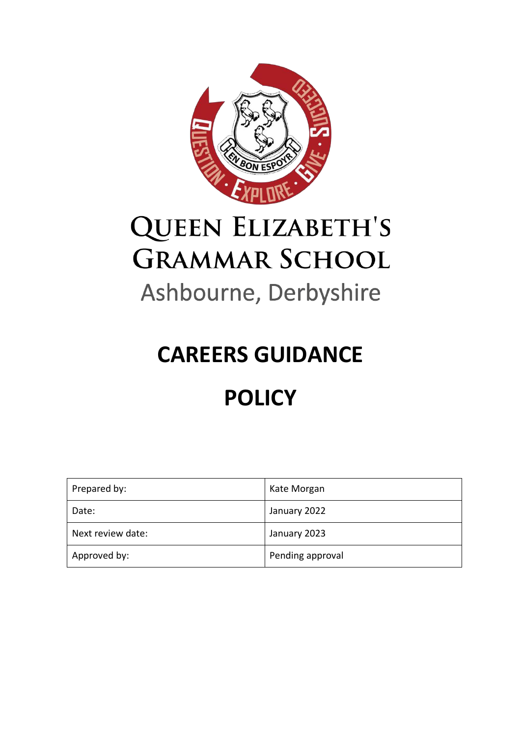# Queen Elizabeth's Grammar School

Ashbourne, Derbyshire

# CAREERS GUIDANCE

# POLICY

| Prepared by: | Kate Morgan |
|---|---|
| Date: | January 2022 |
| Next review date: | January 2023 |
| Approved by: | Pending approval |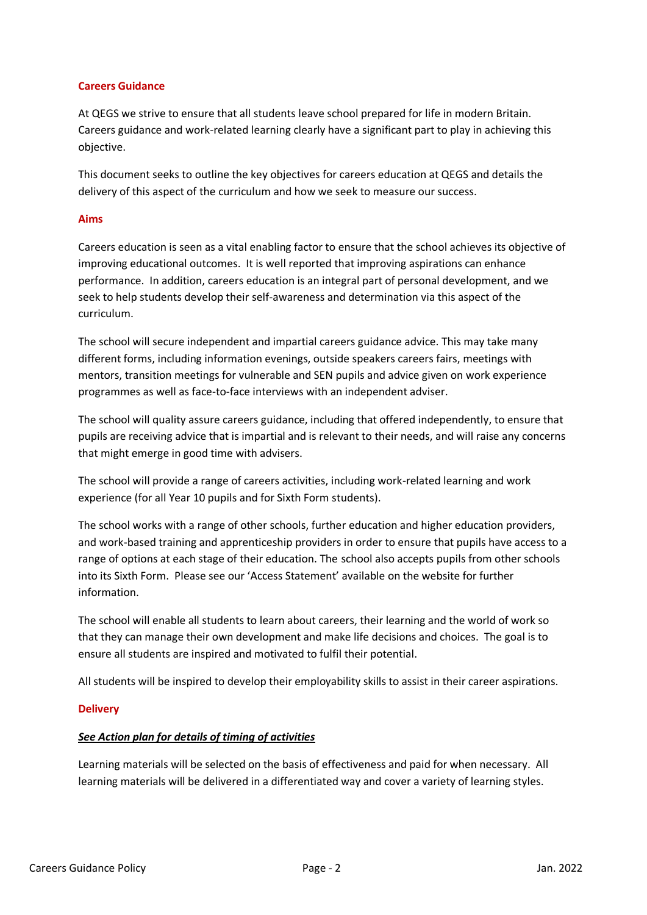## Careers Guidance

At QEGS we strive to ensure that all students leave school prepared for life in modern Britain. Careers guidance and work-related learning clearly have a significant part to play in achieving this objective.

This document seeks to outline the key objectives for careers education at QEGS and details the delivery of this aspect of the curriculum and how we seek to measure our success.

## Aims

Careers education is seen as a vital enabling factor to ensure that the school achieves its objective of improving educational outcomes. It is well reported that improving aspirations can enhance performance. In addition, careers education is an integral part of personal development, and we seek to help students develop their self-awareness and determination via this aspect of the curriculum.

The school will secure independent and impartial careers guidance advice. This may take many different forms, including information evenings, outside speakers careers fairs, meetings with mentors, transition meetings for vulnerable and SEN pupils and advice given on work experience programmes as well as face-to-face interviews with an independent adviser.

The school will quality assure careers guidance, including that offered independently, to ensure that pupils are receiving advice that is impartial and is relevant to their needs, and will raise any concerns that might emerge in good time with advisers.

The school will provide a range of careers activities, including work-related learning and work experience (for all Year 10 pupils and for Sixth Form students).

The school works with a range of other schools, further education and higher education providers, and work-based training and apprenticeship providers in order to ensure that pupils have access to a range of options at each stage of their education. The school also accepts pupils from other schools into its Sixth Form. Please see our 'Access Statement' available on the website for further information.

The school will enable all students to learn about careers, their learning and the world of work so that they can manage their own development and make life decisions and choices. The goal is to ensure all students are inspired and motivated to fulfil their potential.

All students will be inspired to develop their employability skills to assist in their career aspirations.

## Delivery

***See Action plan for details of timing of activities***

Learning materials will be selected on the basis of effectiveness and paid for when necessary. All learning materials will be delivered in a differentiated way and cover a variety of learning styles.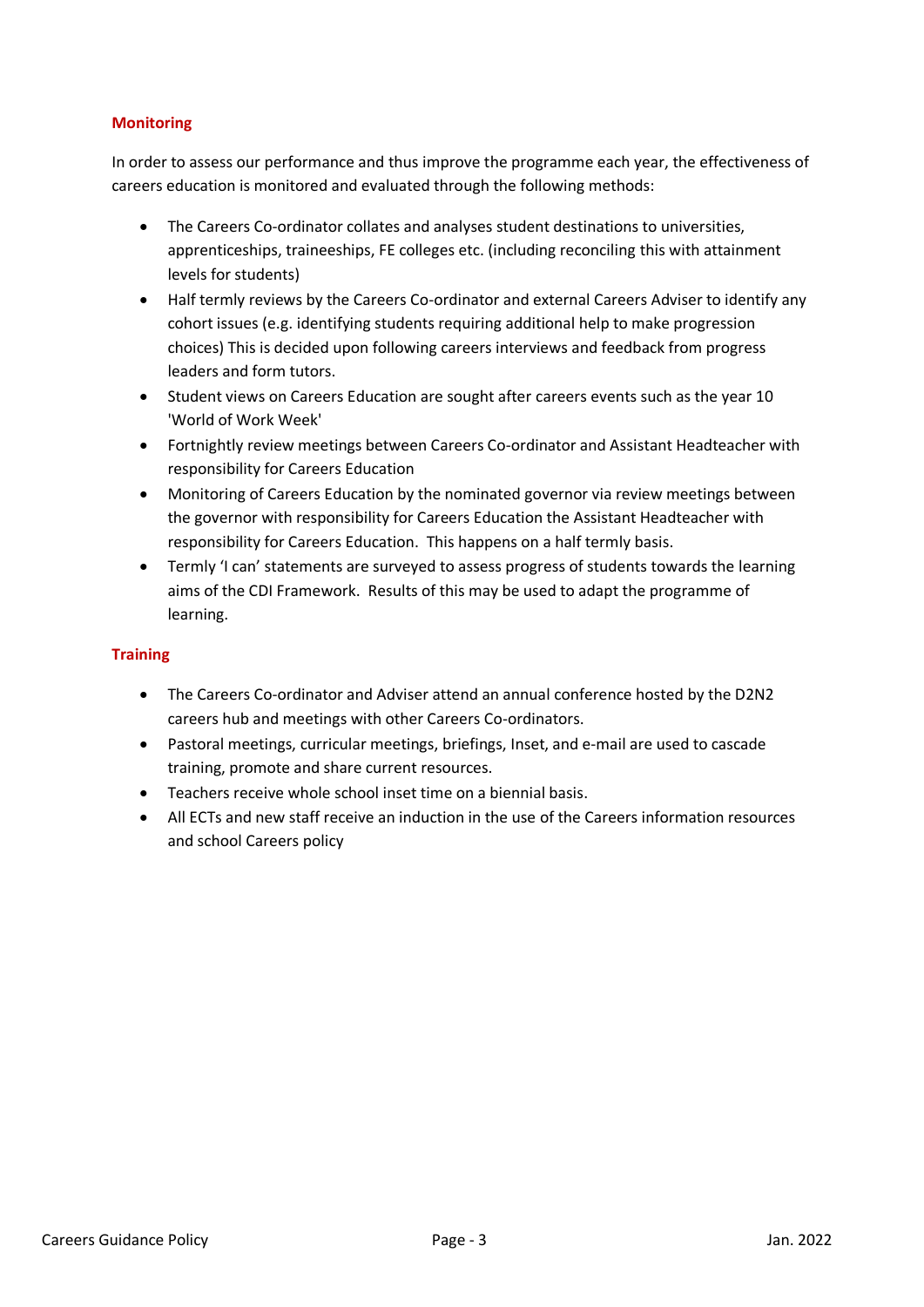## Monitoring

In order to assess our performance and thus improve the programme each year, the effectiveness of careers education is monitored and evaluated through the following methods:

- The Careers Co-ordinator collates and analyses student destinations to universities, apprenticeships, traineeships, FE colleges etc. (including reconciling this with attainment levels for students)
- Half termly reviews by the Careers Co-ordinator and external Careers Adviser to identify any cohort issues (e.g. identifying students requiring additional help to make progression choices) This is decided upon following careers interviews and feedback from progress leaders and form tutors.
- Student views on Careers Education are sought after careers events such as the year 10 'World of Work Week'
- Fortnightly review meetings between Careers Co-ordinator and Assistant Headteacher with responsibility for Careers Education
- Monitoring of Careers Education by the nominated governor via review meetings between the governor with responsibility for Careers Education the Assistant Headteacher with responsibility for Careers Education. This happens on a half termly basis.
- Termly 'I can' statements are surveyed to assess progress of students towards the learning aims of the CDI Framework. Results of this may be used to adapt the programme of learning.

## Training

- The Careers Co-ordinator and Adviser attend an annual conference hosted by the D2N2 careers hub and meetings with other Careers Co-ordinators.
- Pastoral meetings, curricular meetings, briefings, Inset, and e-mail are used to cascade training, promote and share current resources.
- Teachers receive whole school inset time on a biennial basis.
- All ECTs and new staff receive an induction in the use of the Careers information resources and school Careers policy